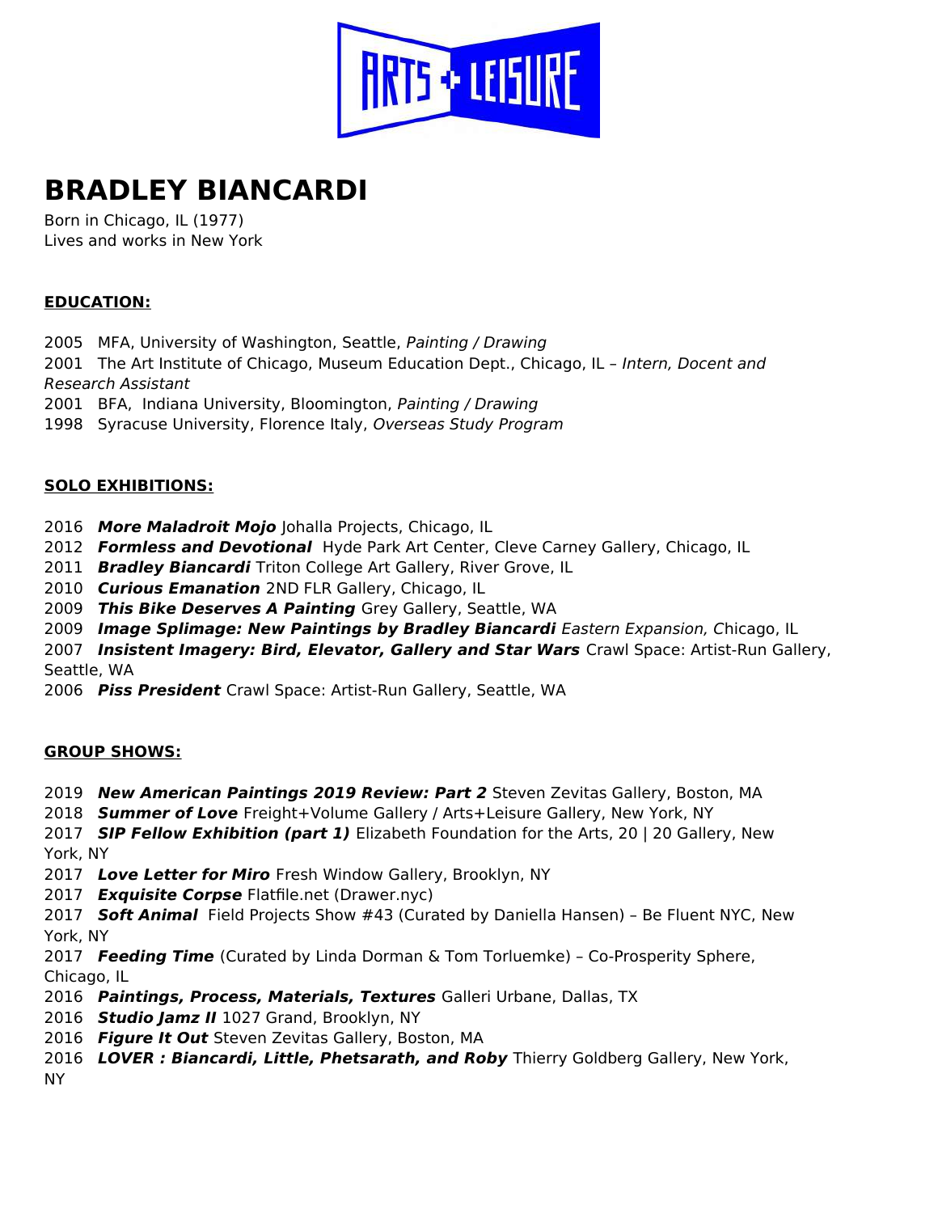# BRADLEY BIANCARDI

Born in Chicago, IL (1977)
Lives and works in New York

## EDUCATION:

2005 MFA, University of Washington, Seattle, *Painting / Drawing*
2001 The Art Institute of Chicago, Museum Education Dept., Chicago, IL – *Intern, Docent and Research Assistant*
2001 BFA, Indiana University, Bloomington, *Painting / Drawing*
1998 Syracuse University, Florence Italy, *Overseas Study Program*

## SOLO EXHIBITIONS:

2016 ***More Maladroit Mojo*** Johalla Projects, Chicago, IL
2012 ***Formless and Devotional*** Hyde Park Art Center, Cleve Carney Gallery, Chicago, IL
2011 ***Bradley Biancardi*** Triton College Art Gallery, River Grove, IL
2010 ***Curious Emanation*** 2ND FLR Gallery, Chicago, IL
2009 ***This Bike Deserves A Painting*** Grey Gallery, Seattle, WA
2009 ***Image Splimage: New Paintings by Bradley Biancardi*** *Eastern Expansion,* Chicago, IL
2007 ***Insistent Imagery: Bird, Elevator, Gallery and Star Wars*** Crawl Space: Artist-Run Gallery, Seattle, WA
2006 ***Piss President*** Crawl Space: Artist-Run Gallery, Seattle, WA

## GROUP SHOWS:

2019 ***New American Paintings 2019 Review: Part 2*** Steven Zevitas Gallery, Boston, MA
2018 ***Summer of Love*** Freight+Volume Gallery / Arts+Leisure Gallery, New York, NY
2017 ***SIP Fellow Exhibition (part 1)*** Elizabeth Foundation for the Arts, 20 | 20 Gallery, New York, NY
2017 ***Love Letter for Miro*** Fresh Window Gallery, Brooklyn, NY
2017 ***Exquisite Corpse*** Flatfile.net (Drawer.nyc)
2017 ***Soft Animal*** Field Projects Show #43 (Curated by Daniella Hansen) – Be Fluent NYC, New York, NY
2017 ***Feeding Time*** (Curated by Linda Dorman & Tom Torluemke) – Co-Prosperity Sphere, Chicago, IL
2016 ***Paintings, Process, Materials, Textures*** Galleri Urbane, Dallas, TX
2016 ***Studio Jamz II*** 1027 Grand, Brooklyn, NY
2016 ***Figure It Out*** Steven Zevitas Gallery, Boston, MA
2016 ***LOVER : Biancardi, Little, Phetsarath, and Roby*** Thierry Goldberg Gallery, New York, NY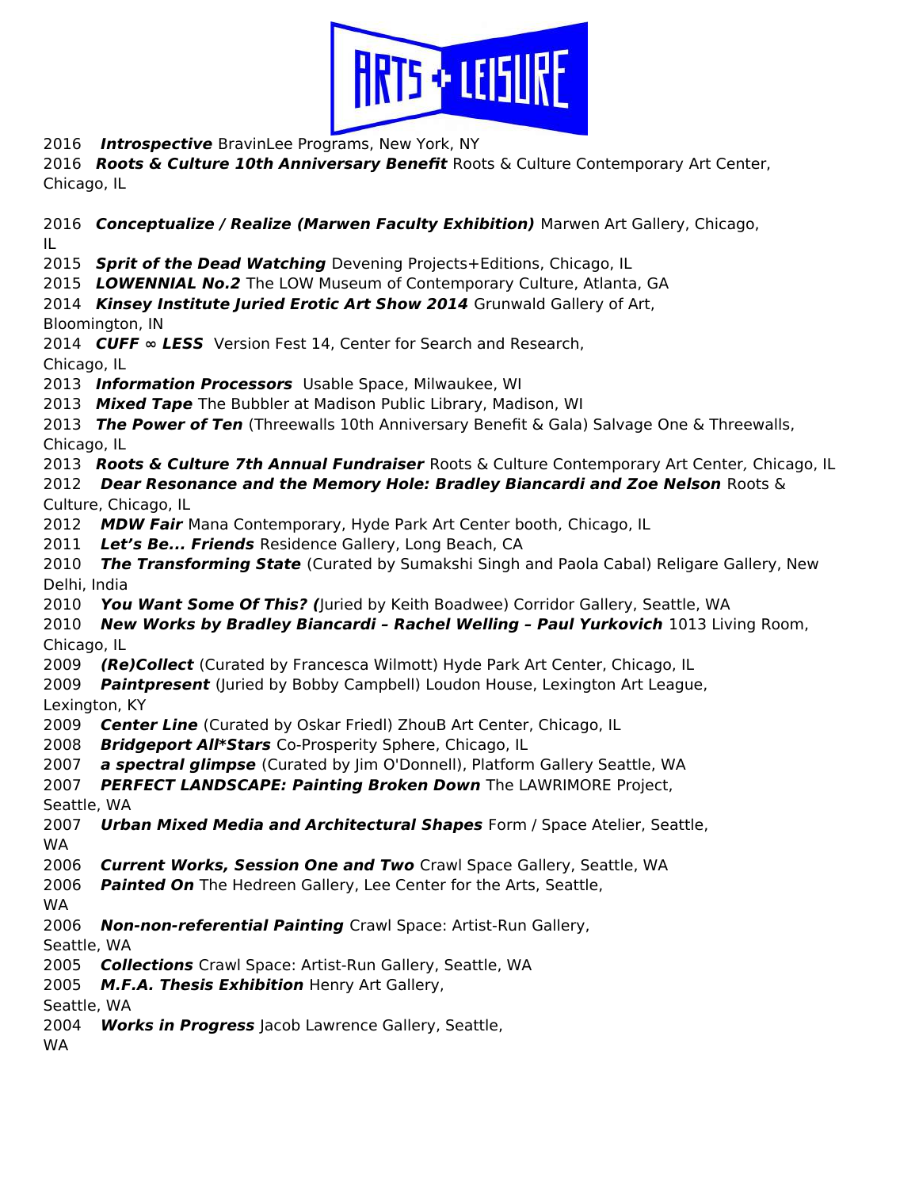2016 ***Introspective*** BravinLee Programs, New York, NY

2016 ***Roots & Culture 10th Anniversary Benefit*** Roots & Culture Contemporary Art Center, Chicago, IL

2016 ***Conceptualize / Realize (Marwen Faculty Exhibition)*** Marwen Art Gallery, Chicago, IL

2015 ***Sprit of the Dead Watching*** Devening Projects+Editions, Chicago, IL

2015 ***LOWENNIAL No.2*** The LOW Museum of Contemporary Culture, Atlanta, GA

2014 ***Kinsey Institute Juried Erotic Art Show 2014*** Grunwald Gallery of Art, Bloomington, IN

2014 ***CUFF ∞ LESS*** Version Fest 14, Center for Search and Research, Chicago, IL

2013 ***Information Processors*** Usable Space, Milwaukee, WI

2013 ***Mixed Tape*** The Bubbler at Madison Public Library, Madison, WI

2013 ***The Power of Ten*** (Threewalls 10th Anniversary Benefit & Gala) Salvage One & Threewalls, Chicago, IL

2013 ***Roots & Culture 7th Annual Fundraiser*** Roots & Culture Contemporary Art Center, Chicago, IL

2012 ***Dear Resonance and the Memory Hole: Bradley Biancardi and Zoe Nelson*** Roots & Culture, Chicago, IL

2012 ***MDW Fair*** Mana Contemporary, Hyde Park Art Center booth, Chicago, IL

2011 ***Let's Be... Friends*** Residence Gallery, Long Beach, CA

2010 ***The Transforming State*** (Curated by Sumakshi Singh and Paola Cabal) Religare Gallery, New Delhi, India

2010 ***You Want Some Of This? (***Juried by Keith Boadwee) Corridor Gallery, Seattle, WA

2010 ***New Works by Bradley Biancardi – Rachel Welling – Paul Yurkovich*** 1013 Living Room, Chicago, IL

2009 ***(Re)Collect*** (Curated by Francesca Wilmott) Hyde Park Art Center, Chicago, IL

2009 ***Paintpresent*** (Juried by Bobby Campbell) Loudon House, Lexington Art League, Lexington, KY

2009 ***Center Line*** (Curated by Oskar Friedl) ZhouB Art Center, Chicago, IL

2008 ***Bridgeport All*Stars*** Co-Prosperity Sphere, Chicago, IL

2007 ***a spectral glimpse*** (Curated by Jim O'Donnell), Platform Gallery Seattle, WA

2007 ***PERFECT LANDSCAPE: Painting Broken Down*** The LAWRIMORE Project, Seattle, WA

2007 ***Urban Mixed Media and Architectural Shapes*** Form / Space Atelier, Seattle, WA

2006 ***Current Works, Session One and Two*** Crawl Space Gallery, Seattle, WA

2006 ***Painted On*** The Hedreen Gallery, Lee Center for the Arts, Seattle, WA

2006 ***Non-non-referential Painting*** Crawl Space: Artist-Run Gallery, Seattle, WA

2005 ***Collections*** Crawl Space: Artist-Run Gallery, Seattle, WA

2005 ***M.F.A. Thesis Exhibition*** Henry Art Gallery, Seattle, WA

2004 ***Works in Progress*** Jacob Lawrence Gallery, Seattle, WA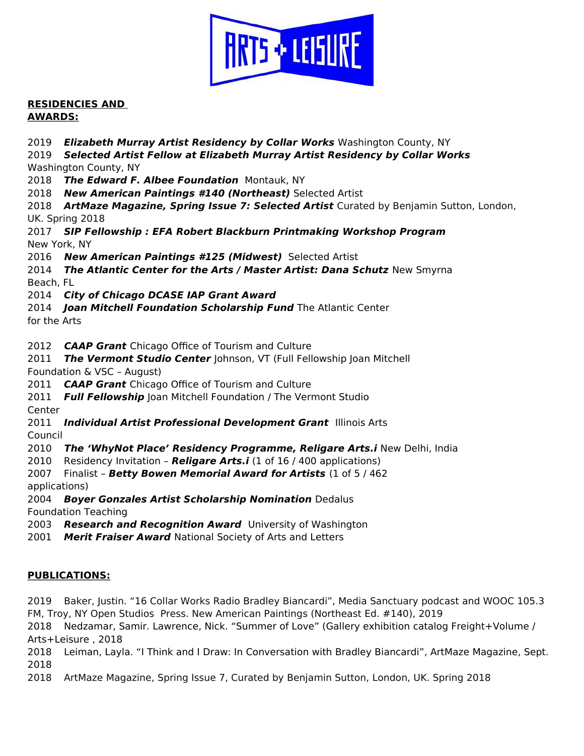**RESIDENCIES AND AWARDS:**

2019 ***Elizabeth Murray Artist Residency by Collar Works*** Washington County, NY
2019 ***Selected Artist Fellow at Elizabeth Murray Artist Residency by Collar Works*** Washington County, NY
2018 ***The Edward F. Albee Foundation*** Montauk, NY
2018 ***New American Paintings #140 (Northeast)*** Selected Artist
2018 ***ArtMaze Magazine, Spring Issue 7: Selected Artist*** Curated by Benjamin Sutton, London, UK. Spring 2018
2017 ***SIP Fellowship : EFA Robert Blackburn Printmaking Workshop Program*** New York, NY
2016 ***New American Paintings #125 (Midwest)*** Selected Artist
2014 ***The Atlantic Center for the Arts / Master Artist: Dana Schutz*** New Smyrna Beach, FL
2014 ***City of Chicago DCASE IAP Grant Award***
2014 ***Joan Mitchell Foundation Scholarship Fund*** The Atlantic Center for the Arts

2012 ***CAAP Grant*** Chicago Office of Tourism and Culture
2011 ***The Vermont Studio Center*** Johnson, VT (Full Fellowship Joan Mitchell Foundation & VSC – August)
2011 ***CAAP Grant*** Chicago Office of Tourism and Culture
2011 ***Full Fellowship*** Joan Mitchell Foundation / The Vermont Studio Center
2011 ***Individual Artist Professional Development Grant*** Illinois Arts Council
2010 ***The 'WhyNot Place' Residency Programme, Religare Arts.i*** New Delhi, India
2010 Residency Invitation – ***Religare Arts.i*** (1 of 16 / 400 applications)
2007 Finalist – ***Betty Bowen Memorial Award for Artists*** (1 of 5 / 462 applications)
2004 ***Boyer Gonzales Artist Scholarship Nomination*** Dedalus Foundation Teaching
2003 ***Research and Recognition Award*** University of Washington
2001 ***Merit Fraiser Award*** National Society of Arts and Letters

**PUBLICATIONS:**

2019 Baker, Justin. "16 Collar Works Radio Bradley Biancardi", Media Sanctuary podcast and WOOC 105.3 FM, Troy, NY Open Studios Press. New American Paintings (Northeast Ed. #140), 2019
2018 Nedzamar, Samir. Lawrence, Nick. "Summer of Love" (Gallery exhibition catalog Freight+Volume / Arts+Leisure , 2018
2018 Leiman, Layla. "I Think and I Draw: In Conversation with Bradley Biancardi", ArtMaze Magazine, Sept. 2018
2018 ArtMaze Magazine, Spring Issue 7, Curated by Benjamin Sutton, London, UK. Spring 2018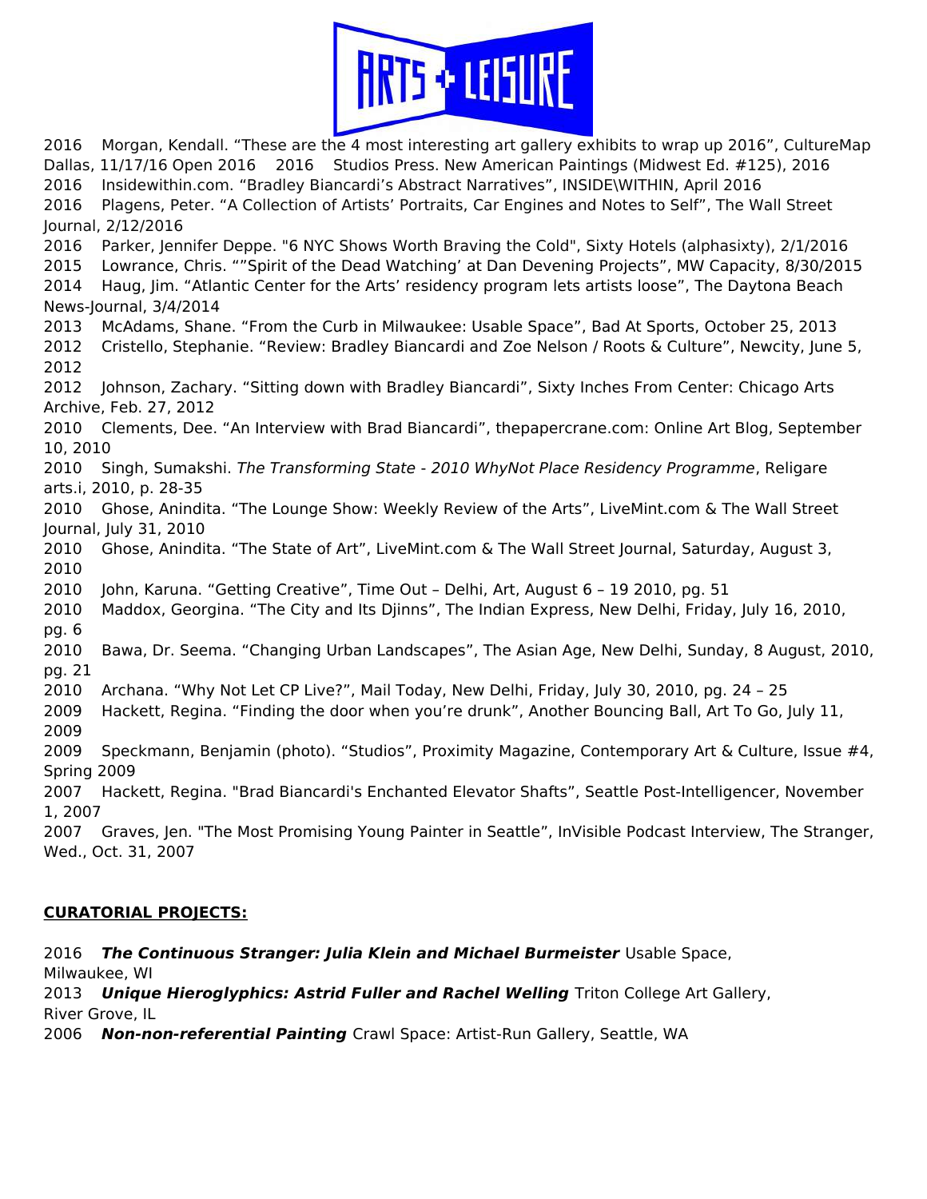2016 Morgan, Kendall. “These are the 4 most interesting art gallery exhibits to wrap up 2016”, CultureMap Dallas, 11/17/16 Open 2016 2016 Studios Press. New American Paintings (Midwest Ed. #125), 2016

2016 Insidewithin.com. “Bradley Biancardi’s Abstract Narratives”, INSIDE\WITHIN, April 2016

2016 Plagens, Peter. “A Collection of Artists’ Portraits, Car Engines and Notes to Self”, The Wall Street Journal, 2/12/2016

2016 Parker, Jennifer Deppe. "6 NYC Shows Worth Braving the Cold", Sixty Hotels (alphasixty), 2/1/2016

2015 Lowrance, Chris. “”Spirit of the Dead Watching’ at Dan Devening Projects”, MW Capacity, 8/30/2015

2014 Haug, Jim. “Atlantic Center for the Arts’ residency program lets artists loose”, The Daytona Beach News-Journal, 3/4/2014

2013 McAdams, Shane. “From the Curb in Milwaukee: Usable Space”, Bad At Sports, October 25, 2013

2012 Cristello, Stephanie. “Review: Bradley Biancardi and Zoe Nelson / Roots & Culture”, Newcity, June 5, 2012

2012 Johnson, Zachary. “Sitting down with Bradley Biancardi”, Sixty Inches From Center: Chicago Arts Archive, Feb. 27, 2012

2010 Clements, Dee. “An Interview with Brad Biancardi”, thepapercrane.com: Online Art Blog, September 10, 2010

2010 Singh, Sumakshi. *The Transforming State - 2010 WhyNot Place Residency Programme*, Religare arts.i, 2010, p. 28-35

2010 Ghose, Anindita. “The Lounge Show: Weekly Review of the Arts”, LiveMint.com & The Wall Street Journal, July 31, 2010

2010 Ghose, Anindita. “The State of Art”, LiveMint.com & The Wall Street Journal, Saturday, August 3, 2010

2010 John, Karuna. “Getting Creative”, Time Out – Delhi, Art, August 6 – 19 2010, pg. 51

2010 Maddox, Georgina. “The City and Its Djinns”, The Indian Express, New Delhi, Friday, July 16, 2010, pg. 6

2010 Bawa, Dr. Seema. “Changing Urban Landscapes”, The Asian Age, New Delhi, Sunday, 8 August, 2010, pg. 21

2010 Archana. “Why Not Let CP Live?”, Mail Today, New Delhi, Friday, July 30, 2010, pg. 24 – 25

2009 Hackett, Regina. “Finding the door when you’re drunk”, Another Bouncing Ball, Art To Go, July 11, 2009

2009 Speckmann, Benjamin (photo). “Studios”, Proximity Magazine, Contemporary Art & Culture, Issue #4, Spring 2009

2007 Hackett, Regina. "Brad Biancardi's Enchanted Elevator Shafts”, Seattle Post-Intelligencer, November 1, 2007

2007 Graves, Jen. "The Most Promising Young Painter in Seattle”, InVisible Podcast Interview, The Stranger, Wed., Oct. 31, 2007

**CURATORIAL PROJECTS:**

2016 ***The Continuous Stranger: Julia Klein and Michael Burmeister*** Usable Space, Milwaukee, WI

2013 ***Unique Hieroglyphics: Astrid Fuller and Rachel Welling*** Triton College Art Gallery, River Grove, IL

2006 ***Non-non-referential Painting*** Crawl Space: Artist-Run Gallery, Seattle, WA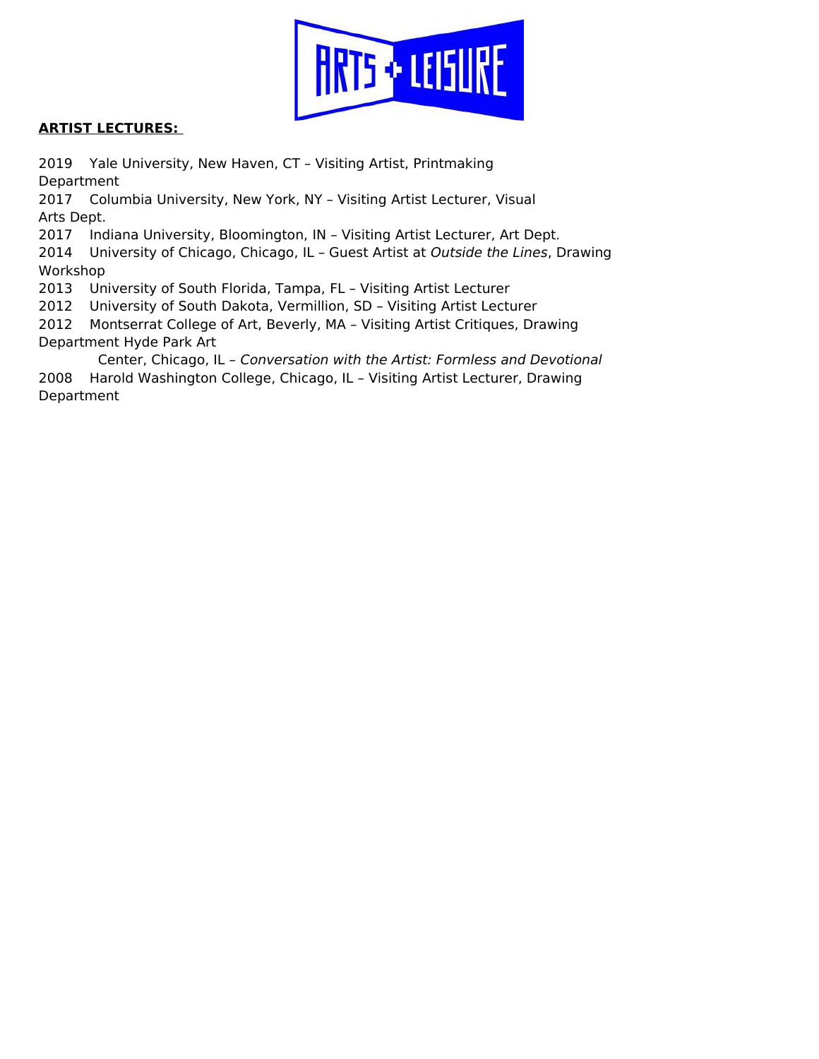**ARTIST LECTURES:**

2019 Yale University, New Haven, CT – Visiting Artist, Printmaking Department
2017 Columbia University, New York, NY – Visiting Artist Lecturer, Visual Arts Dept.
2017 Indiana University, Bloomington, IN – Visiting Artist Lecturer, Art Dept.
2014 University of Chicago, Chicago, IL – Guest Artist at *Outside the Lines*, Drawing Workshop
2013 University of South Florida, Tampa, FL – Visiting Artist Lecturer
2012 University of South Dakota, Vermillion, SD – Visiting Artist Lecturer
2012 Montserrat College of Art, Beverly, MA – Visiting Artist Critiques, Drawing Department Hyde Park Art Center, Chicago, IL – *Conversation with the Artist: Formless and Devotional*
2008 Harold Washington College, Chicago, IL – Visiting Artist Lecturer, Drawing Department